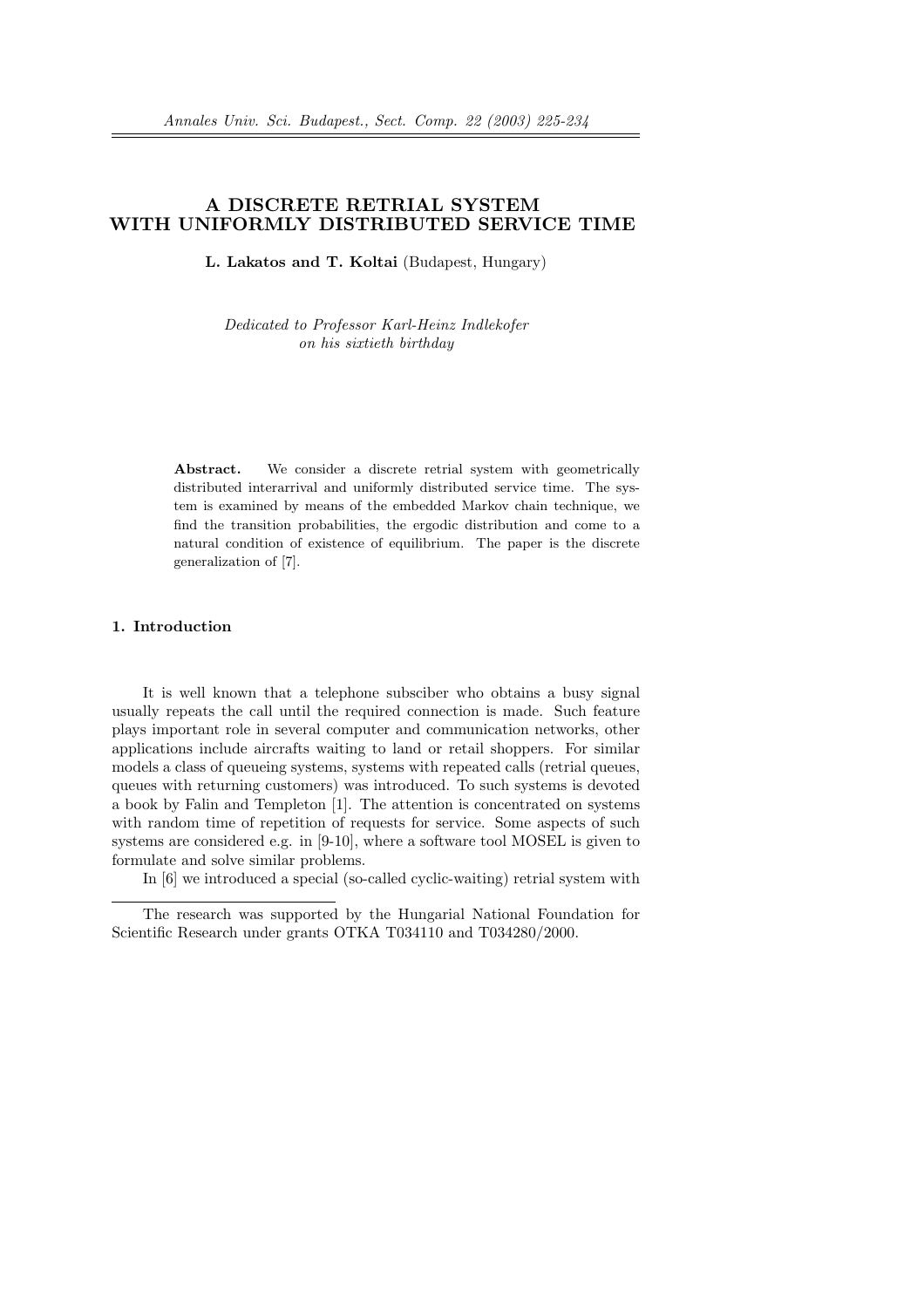# A DISCRETE RETRIAL SYSTEM WITH UNIFORMLY DISTRIBUTED SERVICE TIME

**L. Lakatos and T. Koltai** (Budapest, Hungary)

*Dedicated to Professor Karl-Heinz Indlekofer on his sixtieth birthday*

**Abstract.** We consider a discrete retrial system with geometrically distributed interarrival and uniformly distributed service time. The system is examined by means of the embedded Markov chain technique, we find the transition probabilities, the ergodic distribution and come to a natural condition of existence of equilibrium. The paper is the discrete generalization of [7].

## 1. Introduction

It is well known that a telephone subsciber who obtains a busy signal usually repeats the call until the required connection is made. Such feature plays important role in several computer and communication networks, other applications include aircrafts waiting to land or retail shoppers. For similar models a class of queueing systems, systems with repeated calls (retrial queues, queues with returning customers) was introduced. To such systems is devoted a book by Falin and Templeton [1]. The attention is concentrated on systems with random time of repetition of requests for service. Some aspects of such systems are considered e.g. in [9-10], where a software tool MOSEL is given to formulate and solve similar problems.

In [6] we introduced a special (so-called cyclic-waiting) retrial system with

---

The research was supported by the Hungarial National Foundation for Scientific Research under grants OTKA T034110 and T034280/2000.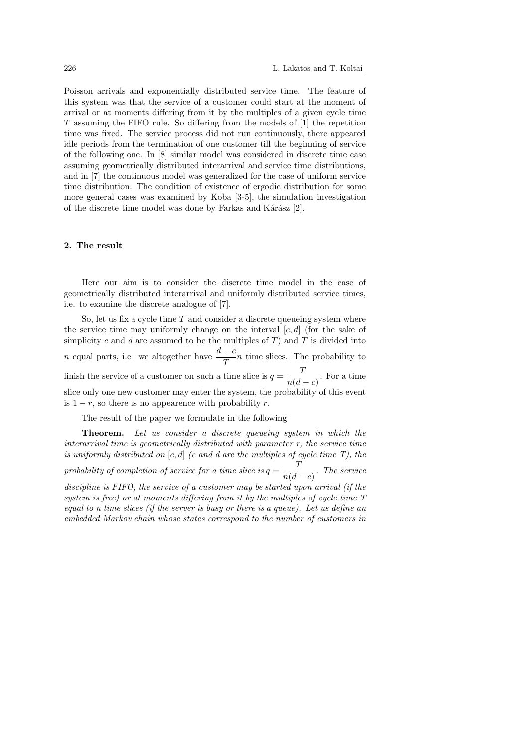Poisson arrivals and exponentially distributed service time. The feature of this system was that the service of a customer could start at the moment of arrival or at moments differing from it by the multiples of a given cycle time $T$ assuming the FIFO rule. So differing from the models of [1] the repetition time was fixed. The service process did not run continuously, there appeared idle periods from the termination of one customer till the beginning of service of the following one. In [8] similar model was considered in discrete time case assuming geometrically distributed interarrival and service time distributions, and in [7] the continuous model was generalized for the case of uniform service time distribution. The condition of existence of ergodic distribution for some more general cases was examined by Koba [3-5], the simulation investigation of the discrete time model was done by Farkas and Kárász [2].

## 2. The result

Here our aim is to consider the discrete time model in the case of geometrically distributed interarrival and uniformly distributed service times, i.e. to examine the discrete analogue of [7].

So, let us fix a cycle time $T$ and consider a discrete queueing system where the service time may uniformly change on the interval $[c, d]$ (for the sake of simplicity $c$ and $d$ are assumed to be the multiples of $T$) and $T$ is divided into $n$ equal parts, i.e. we altogether have $\frac{d-c}{T}n$ time slices. The probability to finish the service of a customer on such a time slice is $q = \frac{T}{n(d-c)}$. For a time slice only one new customer may enter the system, the probability of this event is $1 - r$, so there is no appearence with probability $r$.

The result of the paper we formulate in the following

**Theorem.** *Let us consider a discrete queueing system in which the interarrival time is geometrically distributed with parameter $r$, the service time is uniformly distributed on $[c, d]$ ($c$ and $d$ are the multiples of cycle time $T$), the probability of completion of service for a time slice is $q = \frac{T}{n(d-c)}$. The service discipline is FIFO, the service of a customer may be started upon arrival (if the system is free) or at moments differing from it by the multiples of cycle time $T$ equal to $n$ time slices (if the server is busy or there is a queue). Let us define an embedded Markov chain whose states correspond to the number of customers in*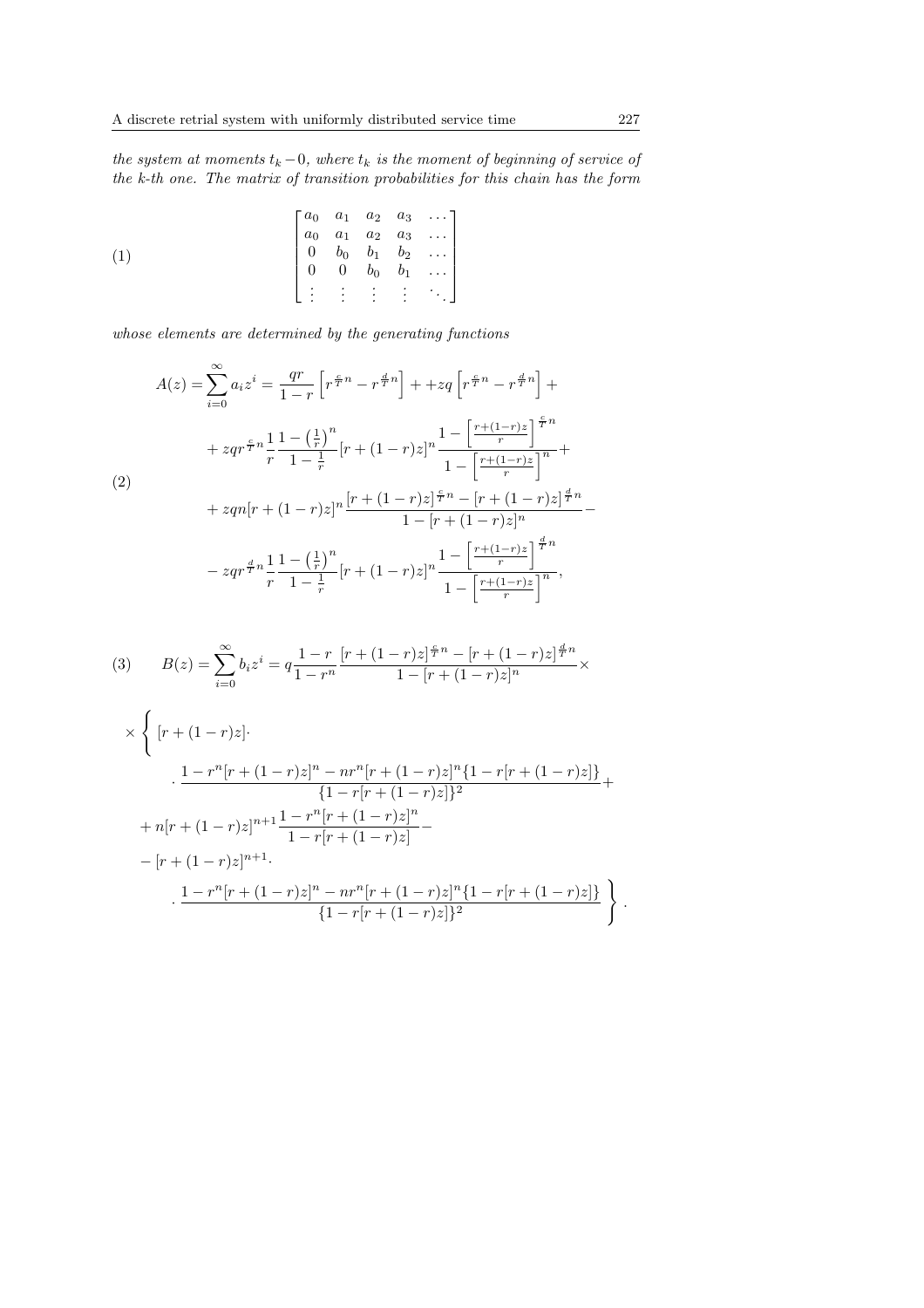*the system at moments $t_k - 0$, where $t_k$ is the moment of beginning of service of the k-th one. The matrix of transition probabilities for this chain has the form*

$$
\begin{bmatrix}
a_0 & a_1 & a_2 & a_3 & \dots \\
a_0 & a_1 & a_2 & a_3 & \dots \\
0 & b_0 & b_1 & b_2 & \dots \\
0 & 0 & b_0 & b_1 & \dots \\
\vdots & \vdots & \vdots & \vdots & \ddots
\end{bmatrix} \tag{1}
$$

*whose elements are determined by the generating functions*

$$
\begin{aligned}
A(z) = \sum_{i=0}^{\infty} a_i z^i &= \frac{qr}{1-r}\left[r^{\frac{c}{T}n} - r^{\frac{d}{T}n}\right] + +zq\left[r^{\frac{c}{T}n} - r^{\frac{d}{T}n}\right] + \\
&+ zqr^{\frac{c}{T}n}\frac{1}{r}\frac{1-\left(\frac{1}{r}\right)^n}{1-\frac{1}{r}}[r+(1-r)z]^n \frac{1-\left[\frac{r+(1-r)z}{r}\right]^{\frac{c}{T}n}}{1-\left[\frac{r+(1-r)z}{r}\right]^n} + \\
&+ zqn[r+(1-r)z]^n \frac{[r+(1-r)z]^{\frac{c}{T}n} - [r+(1-r)z]^{\frac{d}{T}n}}{1-[r+(1-r)z]^n} - \\
&- zqr^{\frac{d}{T}n}\frac{1}{r}\frac{1-\left(\frac{1}{r}\right)^n}{1-\frac{1}{r}}[r+(1-r)z]^n \frac{1-\left[\frac{r+(1-r)z}{r}\right]^{\frac{d}{T}n}}{1-\left[\frac{r+(1-r)z}{r}\right]^n},
\end{aligned} \tag{2}
$$

$$
B(z) = \sum_{i=0}^{\infty} b_i z^i = q\frac{1-r}{1-r^n}\frac{[r+(1-r)z]^{\frac{c}{T}n} - [r+(1-r)z]^{\frac{d}{T}n}}{1-[r+(1-r)z]^n} \times \tag{3}
$$

$$
\begin{aligned}
\times \Bigg\{ & [r+(1-r)z] \cdot \\
& \cdot \frac{1 - r^n[r+(1-r)z]^n - nr^n[r+(1-r)z]^n\{1-r[r+(1-r)z]\}}{\{1-r[r+(1-r)z]\}^2} + \\
& + n[r+(1-r)z]^{n+1}\frac{1-r^n[r+(1-r)z]^n}{1-r[r+(1-r)z]} - \\
& - [r+(1-r)z]^{n+1} \cdot \\
& \cdot \frac{1 - r^n[r+(1-r)z]^n - nr^n[r+(1-r)z]^n\{1-r[r+(1-r)z]\}}{\{1-r[r+(1-r)z]\}^2} \Bigg\} .
\end{aligned}
$$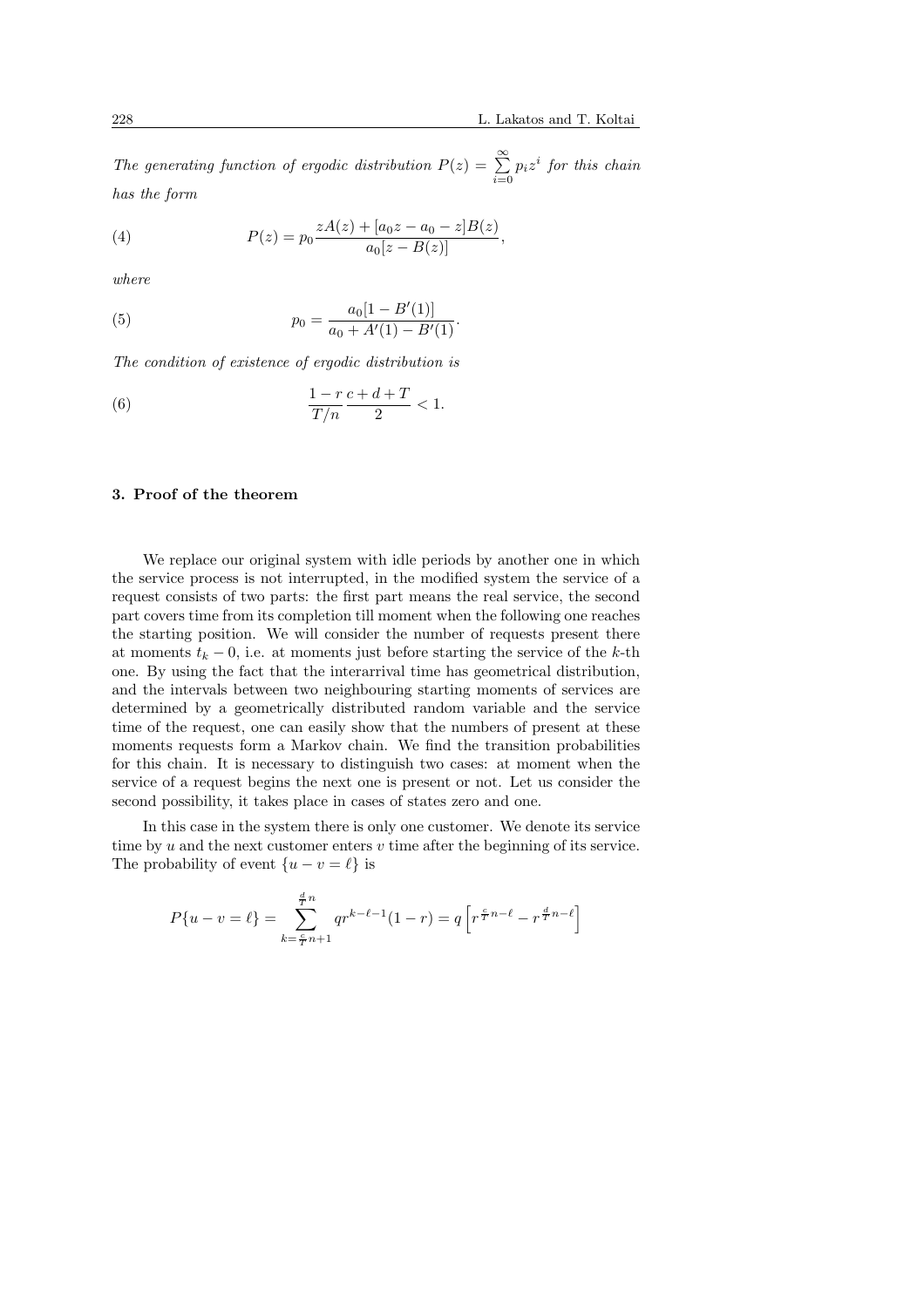*The generating function of ergodic distribution* $P(z) = \sum_{i=0}^{\infty} p_i z^i$ *for this chain has the form*

$$P(z) = p_0 \frac{zA(z) + [a_0 z - a_0 - z]B(z)}{a_0[z - B(z)]}, \tag{4}$$

*where*

$$p_0 = \frac{a_0[1 - B'(1)]}{a_0 + A'(1) - B'(1)}. \tag{5}$$

*The condition of existence of ergodic distribution is*

$$\frac{1-r}{T/n} \frac{c+d+T}{2} < 1. \tag{6}$$

### 3. Proof of the theorem

We replace our original system with idle periods by another one in which the service process is not interrupted, in the modified system the service of a request consists of two parts: the first part means the real service, the second part covers time from its completion till moment when the following one reaches the starting position. We will consider the number of requests present there at moments $t_k - 0$, i.e. at moments just before starting the service of the $k$-th one. By using the fact that the interarrival time has geometrical distribution, and the intervals between two neighbouring starting moments of services are determined by a geometrically distributed random variable and the service time of the request, one can easily show that the numbers of present at these moments requests form a Markov chain. We find the transition probabilities for this chain. It is necessary to distinguish two cases: at moment when the service of a request begins the next one is present or not. Let us consider the second possibility, it takes place in cases of states zero and one.

In this case in the system there is only one customer. We denote its service time by $u$ and the next customer enters $v$ time after the beginning of its service. The probability of event $\{u - v = \ell\}$ is

$$P\{u - v = \ell\} = \sum_{k=\frac{c}{T}n+1}^{\frac{d}{T}n} qr^{k-\ell-1}(1-r) = q\left[r^{\frac{c}{T}n-\ell} - r^{\frac{d}{T}n-\ell}\right]$$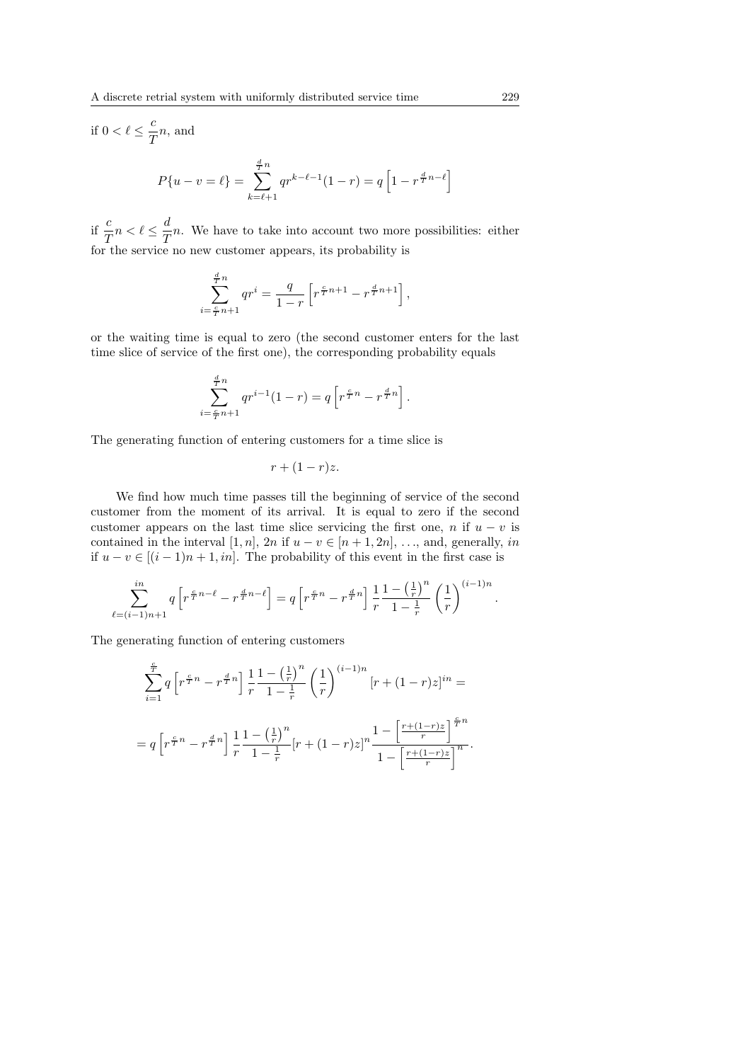if $0 < \ell \leq \dfrac{c}{T}n$, and

$$P\{u - v = \ell\} = \sum_{k=\ell+1}^{\frac{d}{T}n} q r^{k-\ell-1}(1-r) = q\left[1 - r^{\frac{d}{T}n-\ell}\right]$$

if $\dfrac{c}{T}n < \ell \leq \dfrac{d}{T}n$. We have to take into account two more possibilities: either for the service no new customer appears, its probability is

$$\sum_{i=\frac{c}{T}n+1}^{\frac{d}{T}n} q r^{i} = \frac{q}{1-r}\left[r^{\frac{c}{T}n+1} - r^{\frac{d}{T}n+1}\right],$$

or the waiting time is equal to zero (the second customer enters for the last time slice of service of the first one), the corresponding probability equals

$$\sum_{i=\frac{c}{T}n+1}^{\frac{d}{T}n} q r^{i-1}(1-r) = q\left[r^{\frac{c}{T}n} - r^{\frac{d}{T}n}\right].$$

The generating function of entering customers for a time slice is

$$r + (1-r)z.$$

We find how much time passes till the beginning of service of the second customer from the moment of its arrival. It is equal to zero if the second customer appears on the last time slice servicing the first one, $n$ if $u - v$ is contained in the interval $[1, n]$, $2n$ if $u - v \in [n+1, 2n]$, ..., and, generally, $in$ if $u - v \in [(i-1)n+1, in]$. The probability of this event in the first case is

$$\sum_{\ell=(i-1)n+1}^{in} q\left[r^{\frac{c}{T}n-\ell} - r^{\frac{d}{T}n-\ell}\right] = q\left[r^{\frac{c}{T}n} - r^{\frac{d}{T}n}\right]\frac{1}{r}\frac{1-\left(\frac{1}{r}\right)^{n}}{1-\frac{1}{r}}\left(\frac{1}{r}\right)^{(i-1)n}.$$

The generating function of entering customers

$$\sum_{i=1}^{\frac{c}{T}} q\left[r^{\frac{c}{T}n} - r^{\frac{d}{T}n}\right]\frac{1}{r}\frac{1-\left(\frac{1}{r}\right)^{n}}{1-\frac{1}{r}}\left(\frac{1}{r}\right)^{(i-1)n}[r+(1-r)z]^{in} =$$

$$= q\left[r^{\frac{c}{T}n} - r^{\frac{d}{T}n}\right]\frac{1}{r}\frac{1-\left(\frac{1}{r}\right)^{n}}{1-\frac{1}{r}}[r+(1-r)z]^{n}\frac{1-\left[\frac{r+(1-r)z}{r}\right]^{\frac{c}{T}n}}{1-\left[\frac{r+(1-r)z}{r}\right]^{n}}.$$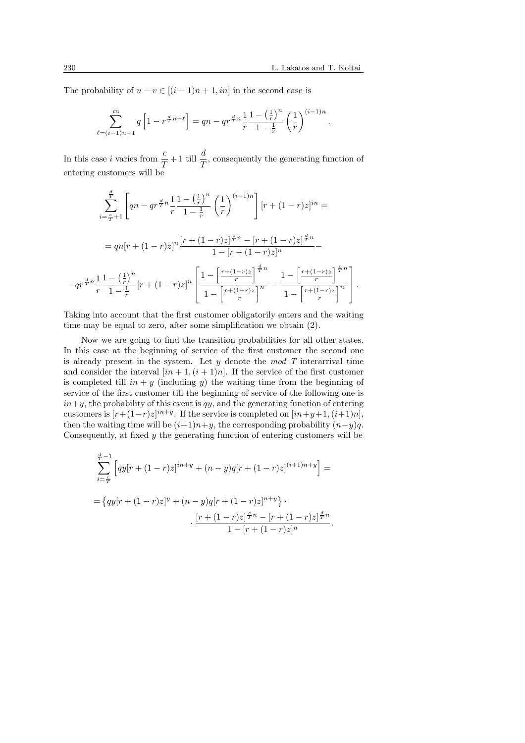The probability of $u - v \in [(i-1)n+1, in]$ in the second case is

$$\sum_{\ell=(i-1)n+1}^{in} q\left[1 - r^{\frac{d}{T}n-\ell}\right] = qn - qr^{\frac{d}{T}n}\frac{1}{r}\frac{1-\left(\frac{1}{r}\right)^n}{1-\frac{1}{r}}\left(\frac{1}{r}\right)^{(i-1)n}.$$

In this case $i$ varies from $\dfrac{c}{T}+1$ till $\dfrac{d}{T}$, consequently the generating function of entering customers will be

$$\sum_{i=\frac{c}{T}+1}^{\frac{d}{T}}\left[qn - qr^{\frac{d}{T}n}\frac{1}{r}\frac{1-\left(\frac{1}{r}\right)^n}{1-\frac{1}{r}}\left(\frac{1}{r}\right)^{(i-1)n}\right][r+(1-r)z]^{in} =$$

$$= qn[r+(1-r)z]^n\frac{[r+(1-r)z]^{\frac{c}{T}n} - [r+(1-r)z]^{\frac{d}{T}n}}{1-[r+(1-r)z]^n} -$$

$$-qr^{\frac{d}{T}n}\frac{1}{r}\frac{1-\left(\frac{1}{r}\right)^n}{1-\frac{1}{r}}[r+(1-r)z]^n\left[\frac{1-\left[\frac{r+(1-r)z}{r}\right]^{\frac{d}{T}n}}{1-\left[\frac{r+(1-r)z}{r}\right]^n} - \frac{1-\left[\frac{r+(1-r)z}{r}\right]^{\frac{c}{T}n}}{1-\left[\frac{r+(1-r)z}{r}\right]^n}\right].$$

Taking into account that the first customer obligatorily enters and the waiting time may be equal to zero, after some simplification we obtain (2).

Now we are going to find the transition probabilities for all other states. In this case at the beginning of service of the first customer the second one is already present in the system. Let $y$ denote the *mod* $T$ interarrival time and consider the interval $[in+1, (i+1)n]$. If the service of the first customer is completed till $in+y$ (including $y$) the waiting time from the beginning of service of the first customer till the beginning of service of the following one is $in+y$, the probability of this event is $qy$, and the generating function of entering customers is $[r+(1-r)z]^{in+y}$. If the service is completed on $[in+y+1, (i+1)n]$, then the waiting time will be $(i+1)n+y$, the corresponding probability $(n-y)q$. Consequently, at fixed $y$ the generating function of entering customers will be

$$\sum_{i=\frac{c}{T}}^{\frac{d}{T}-1}\left[qy[r+(1-r)z]^{in+y} + (n-y)q[r+(1-r)z]^{(i+1)n+y}\right] =$$

$$= \left\{qy[r+(1-r)z]^y + (n-y)q[r+(1-r)z]^{n+y}\right\}\cdot$$

$$\cdot\frac{[r+(1-r)z]^{\frac{c}{T}n} - [r+(1-r)z]^{\frac{d}{T}n}}{1-[r+(1-r)z]^n}.$$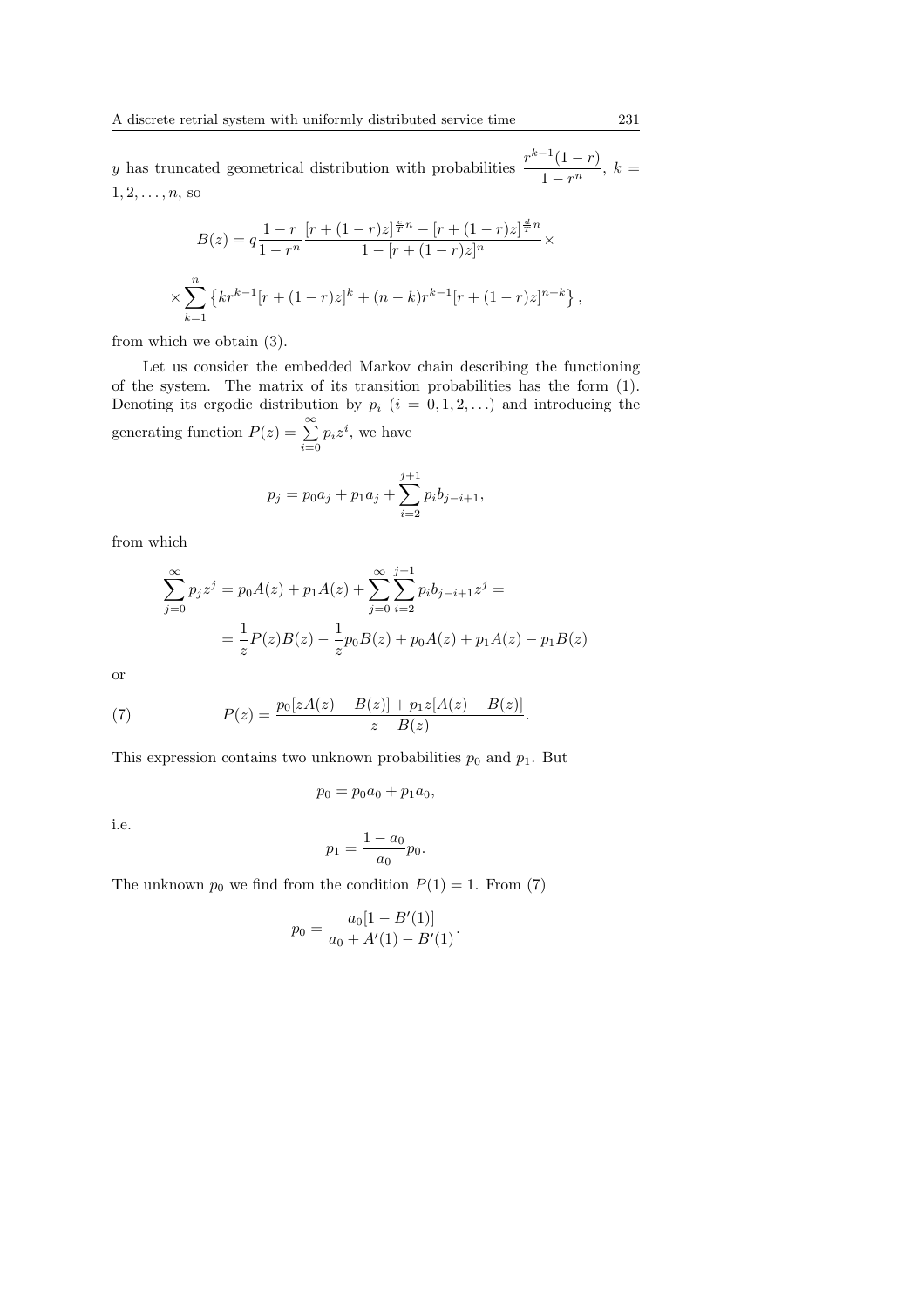$y$ has truncated geometrical distribution with probabilities $\dfrac{r^{k-1}(1-r)}{1-r^n}$, $k = 1, 2, \ldots, n$, so

$$B(z) = q\frac{1-r}{1-r^n}\frac{[r+(1-r)z]^{\frac{c}{T}n} - [r+(1-r)z]^{\frac{d}{T}n}}{1-[r+(1-r)z]^n} \times$$

$$\times \sum_{k=1}^{n} \left\{ kr^{k-1}[r+(1-r)z]^k + (n-k)r^{k-1}[r+(1-r)z]^{n+k} \right\},$$

from which we obtain (3).

Let us consider the embedded Markov chain describing the functioning of the system. The matrix of its transition probabilities has the form (1). Denoting its ergodic distribution by $p_i$ $(i = 0, 1, 2, \ldots)$ and introducing the generating function $P(z) = \sum\limits_{i=0}^{\infty} p_i z^i$, we have

$$p_j = p_0 a_j + p_1 a_j + \sum_{i=2}^{j+1} p_i b_{j-i+1},$$

from which

$$\sum_{j=0}^{\infty} p_j z^j = p_0 A(z) + p_1 A(z) + \sum_{j=0}^{\infty} \sum_{i=2}^{j+1} p_i b_{j-i+1} z^j =$$

$$= \frac{1}{z} P(z) B(z) - \frac{1}{z} p_0 B(z) + p_0 A(z) + p_1 A(z) - p_1 B(z)$$

or

$$P(z) = \frac{p_0[zA(z) - B(z)] + p_1 z[A(z) - B(z)]}{z - B(z)}. \tag{7}$$

This expression contains two unknown probabilities $p_0$ and $p_1$. But

$$p_0 = p_0 a_0 + p_1 a_0,$$

i.e.

$$p_1 = \frac{1-a_0}{a_0} p_0.$$

The unknown $p_0$ we find from the condition $P(1) = 1$. From (7)

$$p_0 = \frac{a_0[1 - B'(1)]}{a_0 + A'(1) - B'(1)}.$$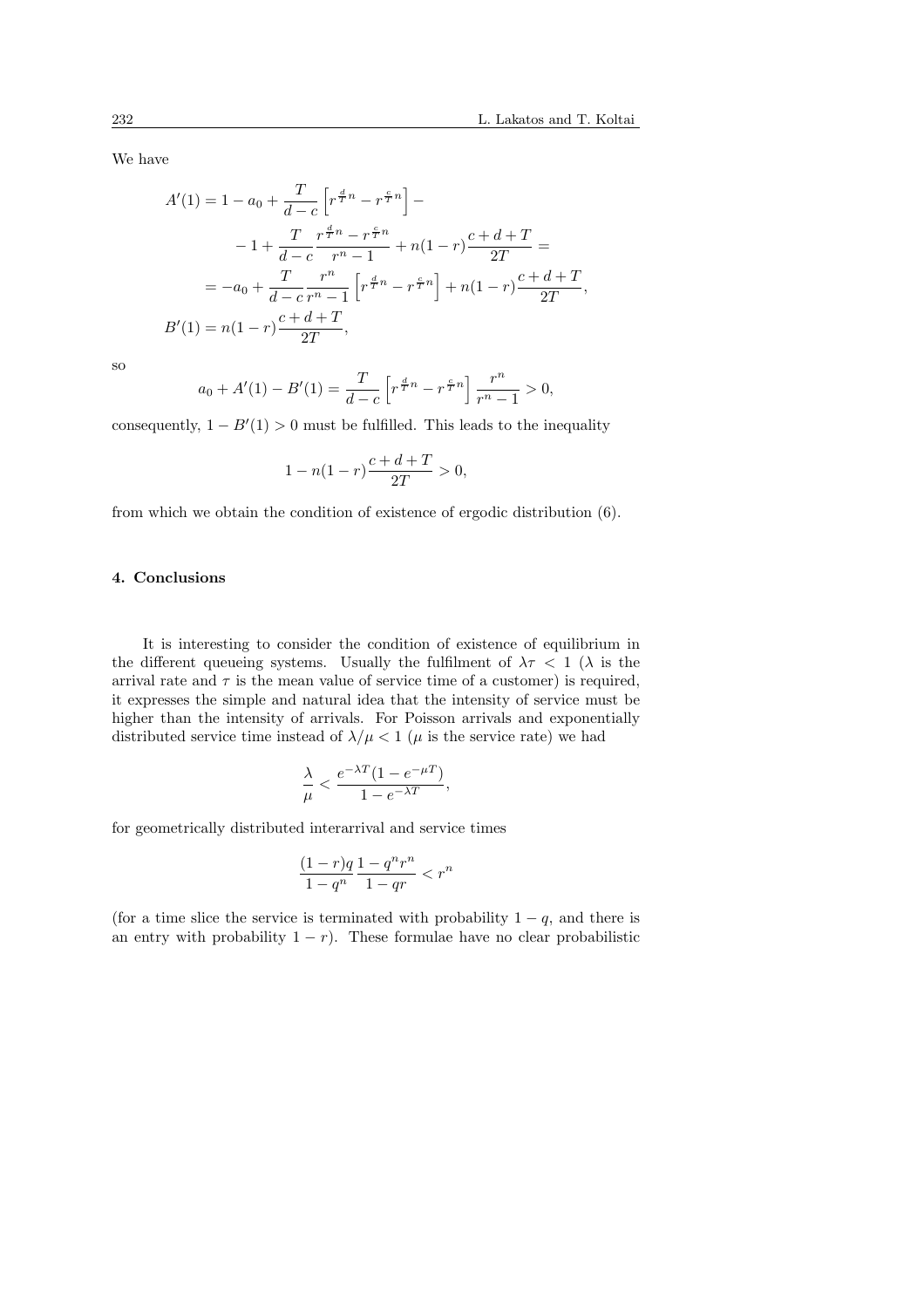We have

$$
\begin{aligned}
A'(1) &= 1 - a_0 + \frac{T}{d-c}\left[r^{\frac{d}{T}n} - r^{\frac{c}{T}n}\right] - \\
&\quad - 1 + \frac{T}{d-c}\frac{r^{\frac{d}{T}n} - r^{\frac{c}{T}n}}{r^n - 1} + n(1-r)\frac{c+d+T}{2T} = \\
&= -a_0 + \frac{T}{d-c}\frac{r^n}{r^n-1}\left[r^{\frac{d}{T}n} - r^{\frac{c}{T}n}\right] + n(1-r)\frac{c+d+T}{2T}, \\
B'(1) &= n(1-r)\frac{c+d+T}{2T},
\end{aligned}
$$

so

$$
a_0 + A'(1) - B'(1) = \frac{T}{d-c}\left[r^{\frac{d}{T}n} - r^{\frac{c}{T}n}\right]\frac{r^n}{r^n-1} > 0,
$$

consequently, $1 - B'(1) > 0$ must be fulfilled. This leads to the inequality

$$
1 - n(1-r)\frac{c+d+T}{2T} > 0,
$$

from which we obtain the condition of existence of ergodic distribution (6).

## 4. Conclusions

It is interesting to consider the condition of existence of equilibrium in the different queueing systems. Usually the fulfilment of $\lambda\tau < 1$ ($\lambda$ is the arrival rate and $\tau$ is the mean value of service time of a customer) is required, it expresses the simple and natural idea that the intensity of service must be higher than the intensity of arrivals. For Poisson arrivals and exponentially distributed service time instead of $\lambda/\mu < 1$ ($\mu$ is the service rate) we had

$$
\frac{\lambda}{\mu} < \frac{e^{-\lambda T}(1 - e^{-\mu T})}{1 - e^{-\lambda T}},
$$

for geometrically distributed interarrival and service times

$$
\frac{(1-r)q}{1-q^n}\frac{1-q^n r^n}{1-qr} < r^n
$$

(for a time slice the service is terminated with probability $1-q$, and there is an entry with probability $1-r$). These formulae have no clear probabilistic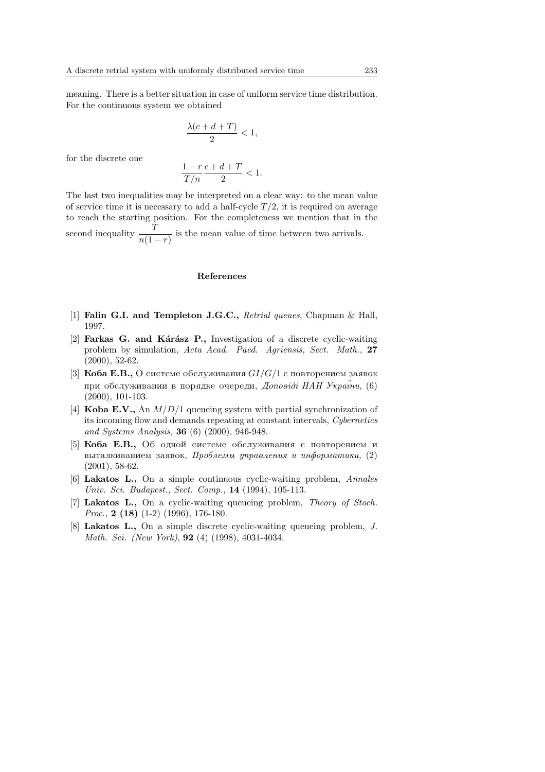meaning. There is a better situation in case of uniform service time distribution. For the continuous system we obtained

$$\frac{\lambda(c+d+T)}{2} < 1,$$

for the discrete one

$$\frac{1-r}{T/n}\frac{c+d+T}{2} < 1.$$

The last two inequalities may be interpreted on a clear way: to the mean value of service time it is necessary to add a half-cycle $T/2$, it is required on average to reach the starting position. For the completeness we mention that in the second inequality $\dfrac{T}{n(1-r)}$ is the mean value of time between two arrivals.

## References

[1] **Falin G.I. and Templeton J.G.C.,** *Retrial queues*, Chapman & Hall, 1997.

[2] **Farkas G. and Kárász P.,** Investigation of a discrete cyclic-waiting problem by simulation, *Acta Acad. Paed. Agriensis, Sect. Math.,* **27** (2000), 52-62.

[3] **Коба Е.В.,** О системе обслуживания $GI/G/1$ с повторением заявок при обслуживании в порядке очереди, *Доповіді НАН України,* (6) (2000), 101-103.

[4] **Koba E.V.,** An $M/D/1$ queueing system with partial synchronization of its incoming flow and demands repeating at constant intervals, *Cybernetics and Systems Analysis,* **36** (6) (2000), 946-948.

[5] **Коба Е.В.,** Об одной системе обслуживания с повторением и выталкиванием заявок, *Проблемы управления и информатики,* (2) (2001), 58-62.

[6] **Lakatos L.,** On a simple continuous cyclic-waiting problem, *Annales Univ. Sci. Budapest., Sect. Comp.,* **14** (1994), 105-113.

[7] **Lakatos L.,** On a cyclic-waiting queueing problem, *Theory of Stoch. Proc.,* **2 (18)** (1-2) (1996), 176-180.

[8] **Lakatos L.,** On a simple discrete cyclic-waiting queueing problem, *J. Math. Sci. (New York)*, **92** (4) (1998), 4031-4034.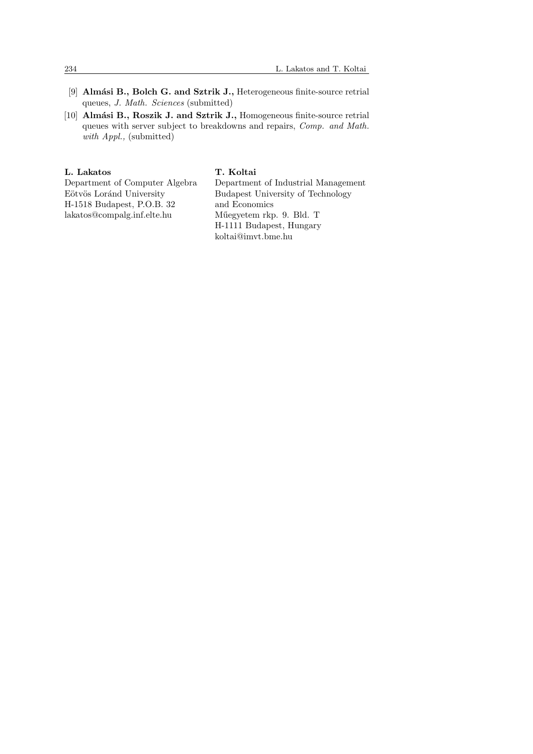[9] **Almási B., Bolch G. and Sztrik J.,** Heterogeneous finite-source retrial queues, *J. Math. Sciences* (submitted)

[10] **Almási B., Roszik J. and Sztrik J.,** Homogeneous finite-source retrial queues with server subject to breakdowns and repairs, *Comp. and Math. with Appl.,* (submitted)

**L. Lakatos**
Department of Computer Algebra
Eötvös Loránd University
H-1518 Budapest, P.O.B. 32
lakatos@compalg.inf.elte.hu

**T. Koltai**
Department of Industrial Management
Budapest University of Technology
and Economics
Műegyetem rkp. 9. Bld. T
H-1111 Budapest, Hungary
koltai@imvt.bme.hu